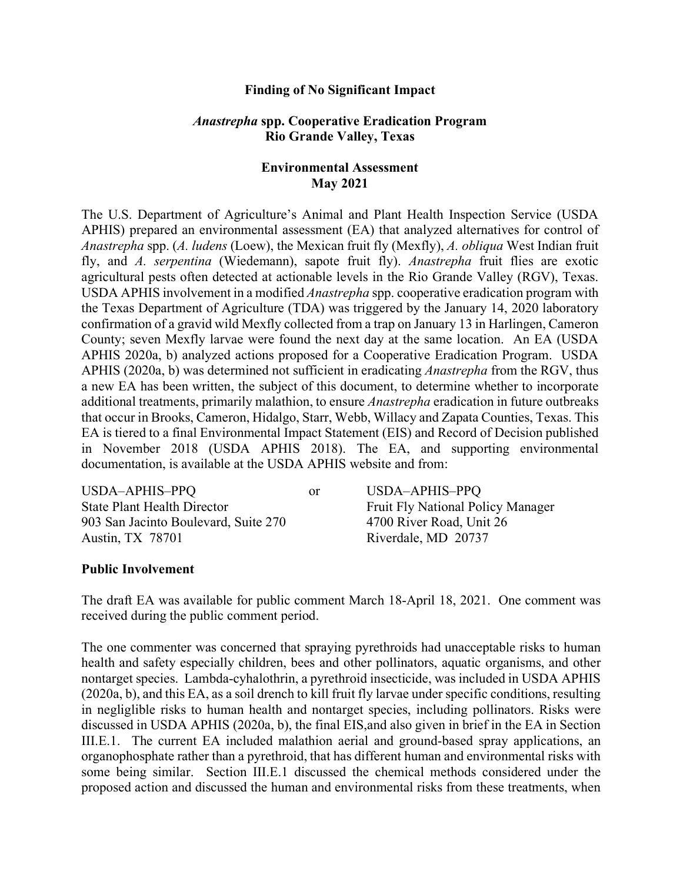**Finding of No Significant Impact**

***Anastrepha* spp. Cooperative Eradication Program**
**Rio Grande Valley, Texas**

**Environmental Assessment**
**May 2021**

The U.S. Department of Agriculture's Animal and Plant Health Inspection Service (USDA APHIS) prepared an environmental assessment (EA) that analyzed alternatives for control of *Anastrepha* spp. (*A. ludens* (Loew), the Mexican fruit fly (Mexfly), *A. obliqua* West Indian fruit fly, and *A. serpentina* (Wiedemann), sapote fruit fly). *Anastrepha* fruit flies are exotic agricultural pests often detected at actionable levels in the Rio Grande Valley (RGV), Texas. USDA APHIS involvement in a modified *Anastrepha* spp. cooperative eradication program with the Texas Department of Agriculture (TDA) was triggered by the January 14, 2020 laboratory confirmation of a gravid wild Mexfly collected from a trap on January 13 in Harlingen, Cameron County; seven Mexfly larvae were found the next day at the same location. An EA (USDA APHIS 2020a, b) analyzed actions proposed for a Cooperative Eradication Program. USDA APHIS (2020a, b) was determined not sufficient in eradicating *Anastrepha* from the RGV, thus a new EA has been written, the subject of this document, to determine whether to incorporate additional treatments, primarily malathion, to ensure *Anastrepha* eradication in future outbreaks that occur in Brooks, Cameron, Hidalgo, Starr, Webb, Willacy and Zapata Counties, Texas. This EA is tiered to a final Environmental Impact Statement (EIS) and Record of Decision published in November 2018 (USDA APHIS 2018). The EA, and supporting environmental documentation, is available at the USDA APHIS website and from:

USDA–APHIS–PPQ
State Plant Health Director
903 San Jacinto Boulevard, Suite 270
Austin, TX 78701

or

USDA–APHIS–PPQ
Fruit Fly National Policy Manager
4700 River Road, Unit 26
Riverdale, MD 20737

**Public Involvement**

The draft EA was available for public comment March 18-April 18, 2021. One comment was received during the public comment period.

The one commenter was concerned that spraying pyrethroids had unacceptable risks to human health and safety especially children, bees and other pollinators, aquatic organisms, and other nontarget species. Lambda-cyhalothrin, a pyrethroid insecticide, was included in USDA APHIS (2020a, b), and this EA, as a soil drench to kill fruit fly larvae under specific conditions, resulting in negligible risks to human health and nontarget species, including pollinators. Risks were discussed in USDA APHIS (2020a, b), the final EIS,and also given in brief in the EA in Section III.E.1. The current EA included malathion aerial and ground-based spray applications, an organophosphate rather than a pyrethroid, that has different human and environmental risks with some being similar. Section III.E.1 discussed the chemical methods considered under the proposed action and discussed the human and environmental risks from these treatments, when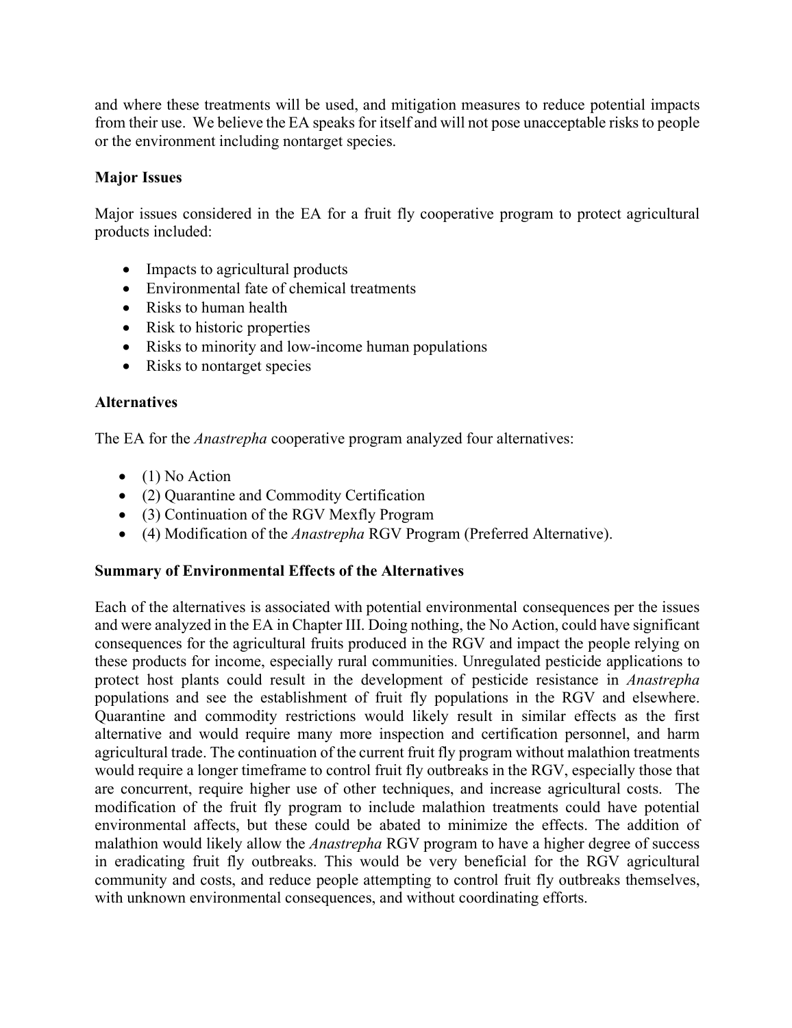and where these treatments will be used, and mitigation measures to reduce potential impacts from their use. We believe the EA speaks for itself and will not pose unacceptable risks to people or the environment including nontarget species.

### Major Issues

Major issues considered in the EA for a fruit fly cooperative program to protect agricultural products included:

- Impacts to agricultural products
- Environmental fate of chemical treatments
- Risks to human health
- Risk to historic properties
- Risks to minority and low-income human populations
- Risks to nontarget species

### Alternatives

The EA for the *Anastrepha* cooperative program analyzed four alternatives:

- (1) No Action
- (2) Quarantine and Commodity Certification
- (3) Continuation of the RGV Mexfly Program
- (4) Modification of the *Anastrepha* RGV Program (Preferred Alternative).

### Summary of Environmental Effects of the Alternatives

Each of the alternatives is associated with potential environmental consequences per the issues and were analyzed in the EA in Chapter III. Doing nothing, the No Action, could have significant consequences for the agricultural fruits produced in the RGV and impact the people relying on these products for income, especially rural communities. Unregulated pesticide applications to protect host plants could result in the development of pesticide resistance in *Anastrepha* populations and see the establishment of fruit fly populations in the RGV and elsewhere. Quarantine and commodity restrictions would likely result in similar effects as the first alternative and would require many more inspection and certification personnel, and harm agricultural trade. The continuation of the current fruit fly program without malathion treatments would require a longer timeframe to control fruit fly outbreaks in the RGV, especially those that are concurrent, require higher use of other techniques, and increase agricultural costs. The modification of the fruit fly program to include malathion treatments could have potential environmental affects, but these could be abated to minimize the effects. The addition of malathion would likely allow the *Anastrepha* RGV program to have a higher degree of success in eradicating fruit fly outbreaks. This would be very beneficial for the RGV agricultural community and costs, and reduce people attempting to control fruit fly outbreaks themselves, with unknown environmental consequences, and without coordinating efforts.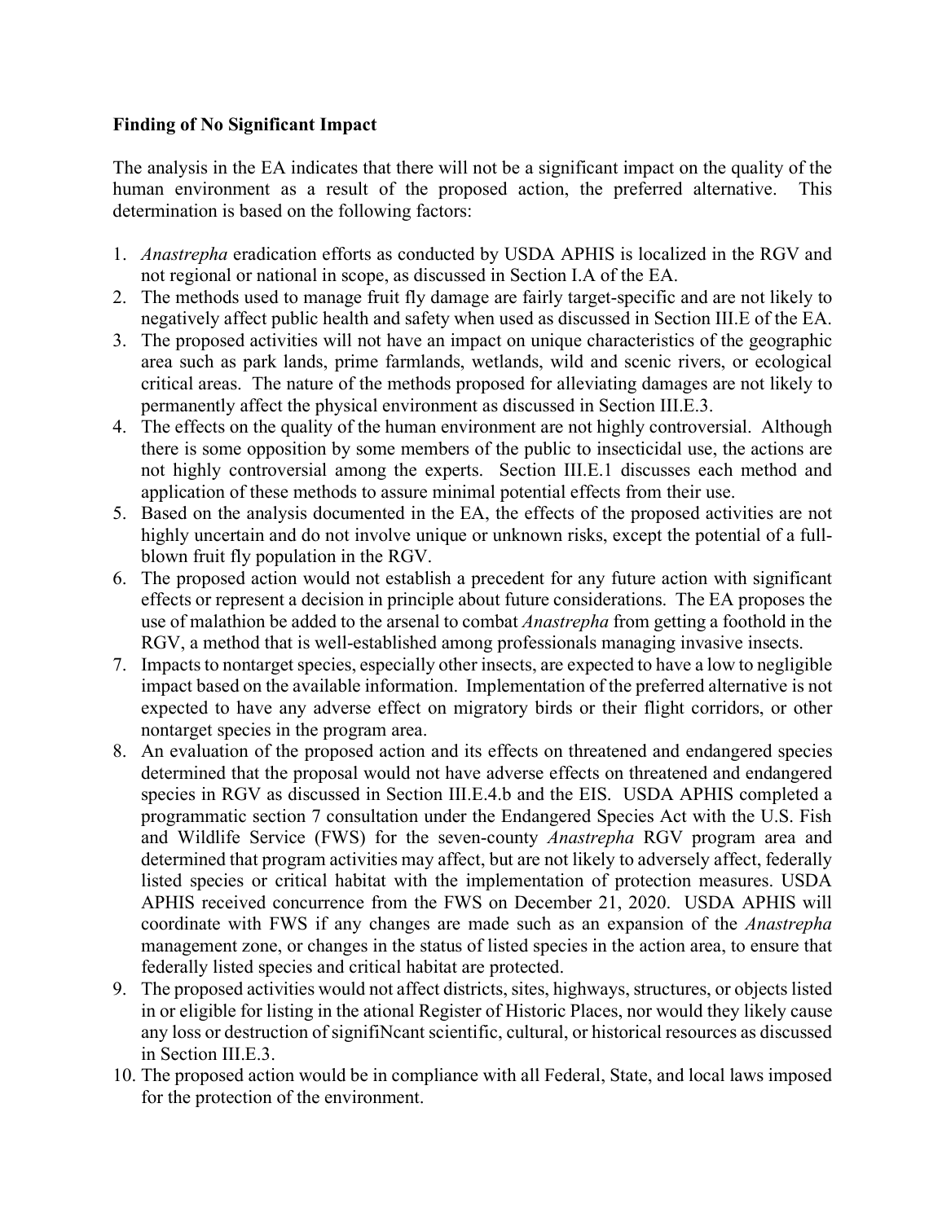**Finding of No Significant Impact**

The analysis in the EA indicates that there will not be a significant impact on the quality of the human environment as a result of the proposed action, the preferred alternative. This determination is based on the following factors:

1. *Anastrepha* eradication efforts as conducted by USDA APHIS is localized in the RGV and not regional or national in scope, as discussed in Section I.A of the EA.
2. The methods used to manage fruit fly damage are fairly target-specific and are not likely to negatively affect public health and safety when used as discussed in Section III.E of the EA.
3. The proposed activities will not have an impact on unique characteristics of the geographic area such as park lands, prime farmlands, wetlands, wild and scenic rivers, or ecological critical areas. The nature of the methods proposed for alleviating damages are not likely to permanently affect the physical environment as discussed in Section III.E.3.
4. The effects on the quality of the human environment are not highly controversial. Although there is some opposition by some members of the public to insecticidal use, the actions are not highly controversial among the experts. Section III.E.1 discusses each method and application of these methods to assure minimal potential effects from their use.
5. Based on the analysis documented in the EA, the effects of the proposed activities are not highly uncertain and do not involve unique or unknown risks, except the potential of a full-blown fruit fly population in the RGV.
6. The proposed action would not establish a precedent for any future action with significant effects or represent a decision in principle about future considerations. The EA proposes the use of malathion be added to the arsenal to combat *Anastrepha* from getting a foothold in the RGV, a method that is well-established among professionals managing invasive insects.
7. Impacts to nontarget species, especially other insects, are expected to have a low to negligible impact based on the available information. Implementation of the preferred alternative is not expected to have any adverse effect on migratory birds or their flight corridors, or other nontarget species in the program area.
8. An evaluation of the proposed action and its effects on threatened and endangered species determined that the proposal would not have adverse effects on threatened and endangered species in RGV as discussed in Section III.E.4.b and the EIS. USDA APHIS completed a programmatic section 7 consultation under the Endangered Species Act with the U.S. Fish and Wildlife Service (FWS) for the seven-county *Anastrepha* RGV program area and determined that program activities may affect, but are not likely to adversely affect, federally listed species or critical habitat with the implementation of protection measures. USDA APHIS received concurrence from the FWS on December 21, 2020. USDA APHIS will coordinate with FWS if any changes are made such as an expansion of the *Anastrepha* management zone, or changes in the status of listed species in the action area, to ensure that federally listed species and critical habitat are protected.
9. The proposed activities would not affect districts, sites, highways, structures, or objects listed in or eligible for listing in the ational Register of Historic Places, nor would they likely cause any loss or destruction of signifiNcant scientific, cultural, or historical resources as discussed in Section III.E.3.
10. The proposed action would be in compliance with all Federal, State, and local laws imposed for the protection of the environment.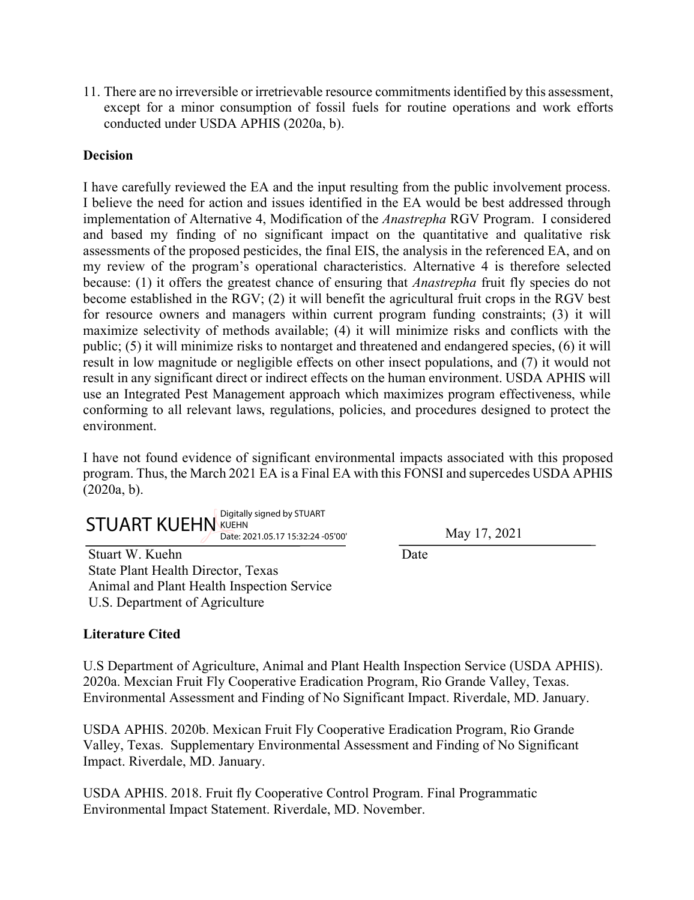11. There are no irreversible or irretrievable resource commitments identified by this assessment, except for a minor consumption of fossil fuels for routine operations and work efforts conducted under USDA APHIS (2020a, b).

**Decision**

I have carefully reviewed the EA and the input resulting from the public involvement process. I believe the need for action and issues identified in the EA would be best addressed through implementation of Alternative 4, Modification of the *Anastrepha* RGV Program. I considered and based my finding of no significant impact on the quantitative and qualitative risk assessments of the proposed pesticides, the final EIS, the analysis in the referenced EA, and on my review of the program's operational characteristics. Alternative 4 is therefore selected because: (1) it offers the greatest chance of ensuring that *Anastrepha* fruit fly species do not become established in the RGV; (2) it will benefit the agricultural fruit crops in the RGV best for resource owners and managers within current program funding constraints; (3) it will maximize selectivity of methods available; (4) it will minimize risks and conflicts with the public; (5) it will minimize risks to nontarget and threatened and endangered species, (6) it will result in low magnitude or negligible effects on other insect populations, and (7) it would not result in any significant direct or indirect effects on the human environment. USDA APHIS will use an Integrated Pest Management approach which maximizes program effectiveness, while conforming to all relevant laws, regulations, policies, and procedures designed to protect the environment.

I have not found evidence of significant environmental impacts associated with this proposed program. Thus, the March 2021 EA is a Final EA with this FONSI and supercedes USDA APHIS (2020a, b).

STUART KUEHN Digitally signed by STUART KUEHN Date: 2021.05.17 15:32:24 -05'00'

May 17, 2021

Stuart W. Kuehn
State Plant Health Director, Texas
Animal and Plant Health Inspection Service
U.S. Department of Agriculture

Date

**Literature Cited**

U.S Department of Agriculture, Animal and Plant Health Inspection Service (USDA APHIS). 2020a. Mexcian Fruit Fly Cooperative Eradication Program, Rio Grande Valley, Texas. Environmental Assessment and Finding of No Significant Impact. Riverdale, MD. January.

USDA APHIS. 2020b. Mexican Fruit Fly Cooperative Eradication Program, Rio Grande Valley, Texas. Supplementary Environmental Assessment and Finding of No Significant Impact. Riverdale, MD. January.

USDA APHIS. 2018. Fruit fly Cooperative Control Program. Final Programmatic Environmental Impact Statement. Riverdale, MD. November.